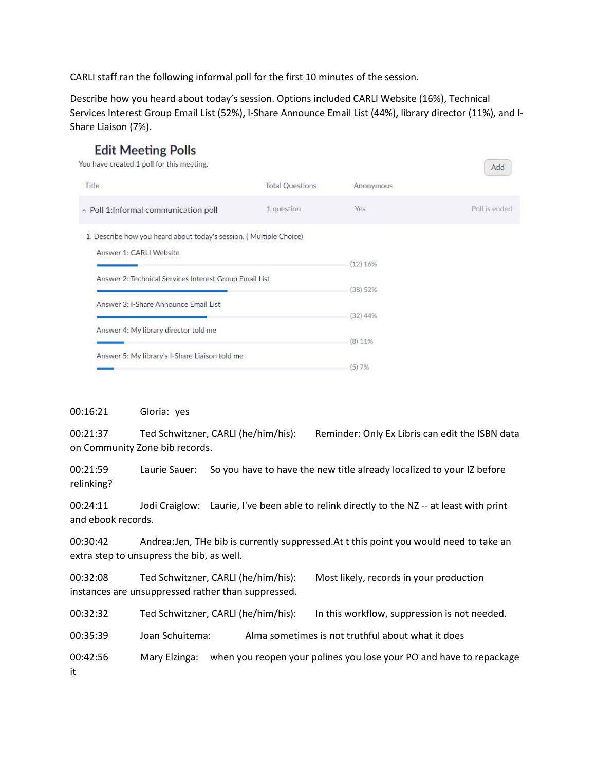CARLI staff ran the following informal poll for the first 10 minutes of the session.

Describe how you heard about today's session. Options included CARLI Website (16%), Technical Services Interest Group Email List (52%), I-Share Announce Email List (44%), library director (11%), and I-Share Liaison (7%).

## Edit Meeting Polls

You have created 1 poll for this meeting.

Add

| Title | Total Questions | Anonymous | |
|---|---|---|---|
| ^ Poll 1:Informal communication poll | 1 question | Yes | Poll is ended |

1. Describe how you heard about today's session. ( Multiple Choice)

| Answer | Result |
|---|---|
| Answer 1: CARLI Website | (12) 16% |
| Answer 2: Technical Services Interest Group Email List | (38) 52% |
| Answer 3: I-Share Announce Email List | (32) 44% |
| Answer 4: My library director told me | (8) 11% |
| Answer 5: My library's I-Share Liaison told me | (5) 7% |

00:16:21 Gloria: yes

00:21:37 Ted Schwitzner, CARLI (he/him/his): Reminder: Only Ex Libris can edit the ISBN data on Community Zone bib records.

00:21:59 Laurie Sauer: So you have to have the new title already localized to your IZ before relinking?

00:24:11 Jodi Craiglow: Laurie, I've been able to relink directly to the NZ -- at least with print and ebook records.

00:30:42 Andrea:Jen, THe bib is currently suppressed.At t this point you would need to take an extra step to unsupress the bib, as well.

00:32:08 Ted Schwitzner, CARLI (he/him/his): Most likely, records in your production instances are unsuppressed rather than suppressed.

00:32:32 Ted Schwitzner, CARLI (he/him/his): In this workflow, suppression is not needed.

00:35:39 Joan Schuitema: Alma sometimes is not truthful about what it does

00:42:56 Mary Elzinga: when you reopen your polines you lose your PO and have to repackage it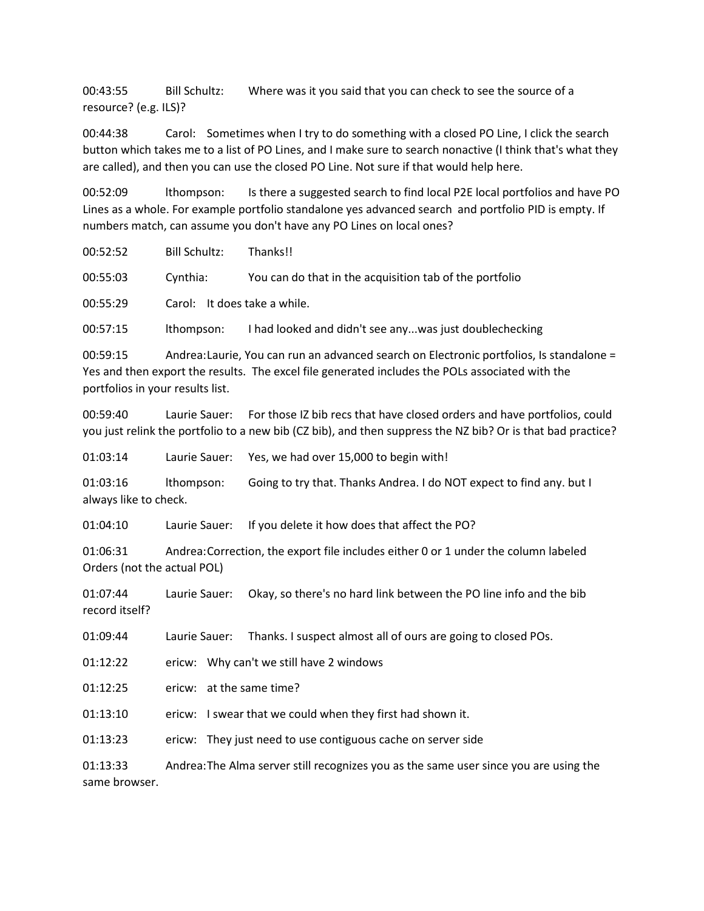00:43:55 Bill Schultz: Where was it you said that you can check to see the source of a resource? (e.g. ILS)?

00:44:38 Carol: Sometimes when I try to do something with a closed PO Line, I click the search button which takes me to a list of PO Lines, and I make sure to search nonactive (I think that's what they are called), and then you can use the closed PO Line. Not sure if that would help here.

00:52:09 lthompson: Is there a suggested search to find local P2E local portfolios and have PO Lines as a whole. For example portfolio standalone yes advanced search and portfolio PID is empty. If numbers match, can assume you don't have any PO Lines on local ones?

00:52:52 Bill Schultz: Thanks!!

00:55:03 Cynthia: You can do that in the acquisition tab of the portfolio

00:55:29 Carol: It does take a while.

00:57:15 lthompson: I had looked and didn't see any...was just doublechecking

00:59:15 Andrea: Laurie, You can run an advanced search on Electronic portfolios, Is standalone = Yes and then export the results. The excel file generated includes the POLs associated with the portfolios in your results list.

00:59:40 Laurie Sauer: For those IZ bib recs that have closed orders and have portfolios, could you just relink the portfolio to a new bib (CZ bib), and then suppress the NZ bib? Or is that bad practice?

01:03:14 Laurie Sauer: Yes, we had over 15,000 to begin with!

01:03:16 lthompson: Going to try that. Thanks Andrea. I do NOT expect to find any. but I always like to check.

01:04:10 Laurie Sauer: If you delete it how does that affect the PO?

01:06:31 Andrea: Correction, the export file includes either 0 or 1 under the column labeled Orders (not the actual POL)

01:07:44 Laurie Sauer: Okay, so there's no hard link between the PO line info and the bib record itself?

01:09:44 Laurie Sauer: Thanks. I suspect almost all of ours are going to closed POs.

01:12:22 ericw: Why can't we still have 2 windows

01:12:25 ericw: at the same time?

01:13:10 ericw: I swear that we could when they first had shown it.

01:13:23 ericw: They just need to use contiguous cache on server side

01:13:33 Andrea: The Alma server still recognizes you as the same user since you are using the same browser.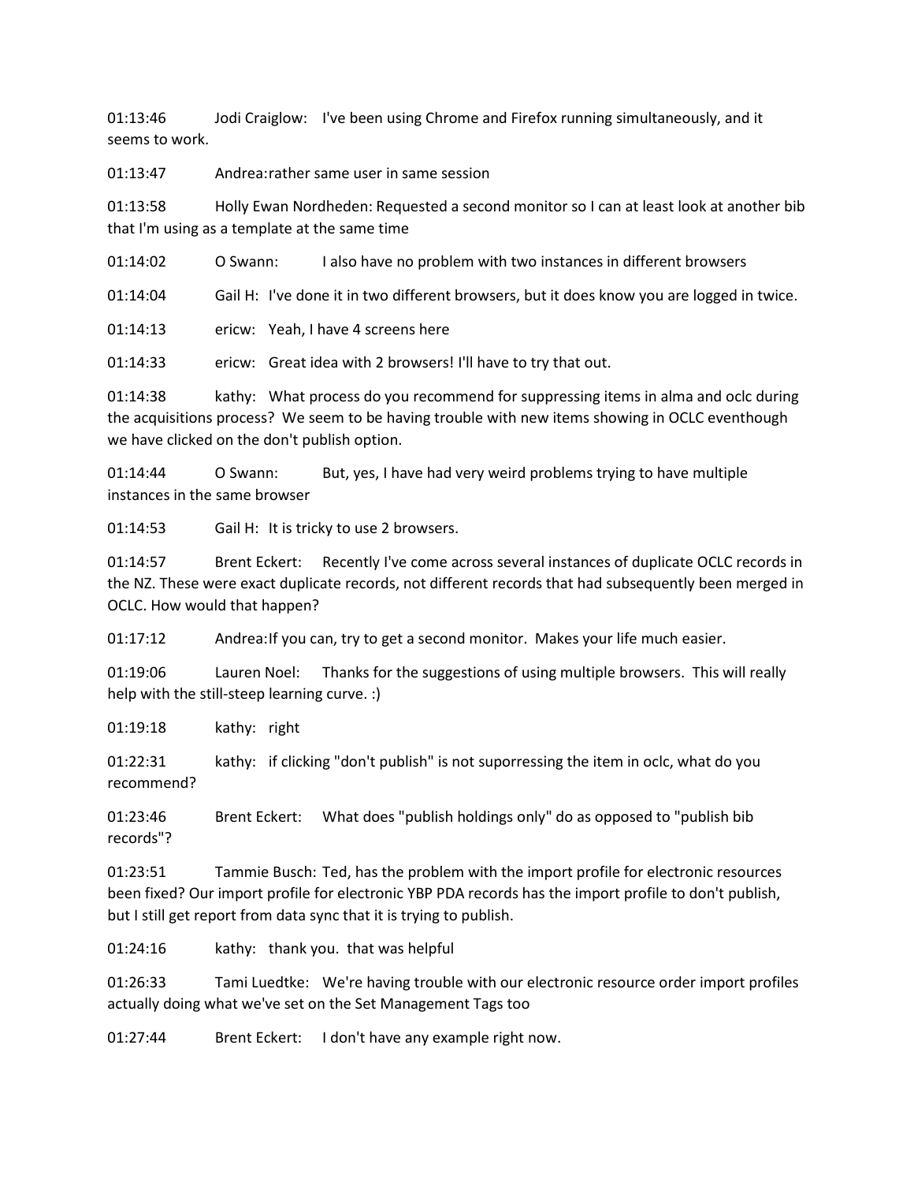01:13:46 Jodi Craiglow: I've been using Chrome and Firefox running simultaneously, and it seems to work.

01:13:47 Andrea:rather same user in same session

01:13:58 Holly Ewan Nordheden: Requested a second monitor so I can at least look at another bib that I'm using as a template at the same time

01:14:02 O Swann: I also have no problem with two instances in different browsers

01:14:04 Gail H: I've done it in two different browsers, but it does know you are logged in twice.

01:14:13 ericw: Yeah, I have 4 screens here

01:14:33 ericw: Great idea with 2 browsers! I'll have to try that out.

01:14:38 kathy: What process do you recommend for suppressing items in alma and oclc during the acquisitions process? We seem to be having trouble with new items showing in OCLC eventhough we have clicked on the don't publish option.

01:14:44 O Swann: But, yes, I have had very weird problems trying to have multiple instances in the same browser

01:14:53 Gail H: It is tricky to use 2 browsers.

01:14:57 Brent Eckert: Recently I've come across several instances of duplicate OCLC records in the NZ. These were exact duplicate records, not different records that had subsequently been merged in OCLC. How would that happen?

01:17:12 Andrea:If you can, try to get a second monitor. Makes your life much easier.

01:19:06 Lauren Noel: Thanks for the suggestions of using multiple browsers. This will really help with the still-steep learning curve. :)

01:19:18 kathy: right

01:22:31 kathy: if clicking "don't publish" is not suporressing the item in oclc, what do you recommend?

01:23:46 Brent Eckert: What does "publish holdings only" do as opposed to "publish bib records"?

01:23:51 Tammie Busch: Ted, has the problem with the import profile for electronic resources been fixed? Our import profile for electronic YBP PDA records has the import profile to don't publish, but I still get report from data sync that it is trying to publish.

01:24:16 kathy: thank you. that was helpful

01:26:33 Tami Luedtke: We're having trouble with our electronic resource order import profiles actually doing what we've set on the Set Management Tags too

01:27:44 Brent Eckert: I don't have any example right now.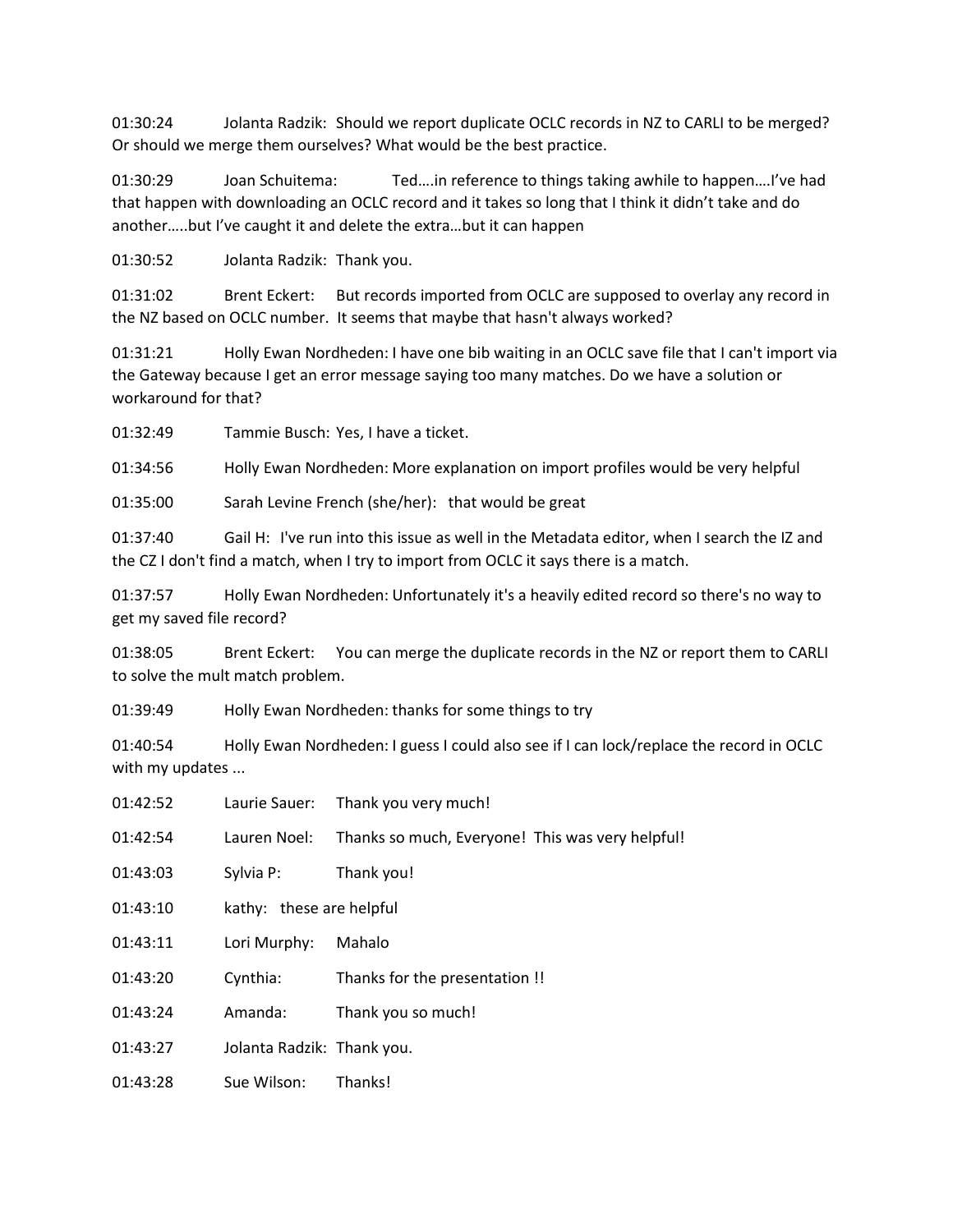01:30:24 Jolanta Radzik: Should we report duplicate OCLC records in NZ to CARLI to be merged? Or should we merge them ourselves? What would be the best practice.

01:30:29 Joan Schuitema: Ted….in reference to things taking awhile to happen….I've had that happen with downloading an OCLC record and it takes so long that I think it didn't take and do another…..but I've caught it and delete the extra…but it can happen

01:30:52 Jolanta Radzik: Thank you.

01:31:02 Brent Eckert: But records imported from OCLC are supposed to overlay any record in the NZ based on OCLC number. It seems that maybe that hasn't always worked?

01:31:21 Holly Ewan Nordheden: I have one bib waiting in an OCLC save file that I can't import via the Gateway because I get an error message saying too many matches. Do we have a solution or workaround for that?

01:32:49 Tammie Busch: Yes, I have a ticket.

01:34:56 Holly Ewan Nordheden: More explanation on import profiles would be very helpful

01:35:00 Sarah Levine French (she/her): that would be great

01:37:40 Gail H: I've run into this issue as well in the Metadata editor, when I search the IZ and the CZ I don't find a match, when I try to import from OCLC it says there is a match.

01:37:57 Holly Ewan Nordheden: Unfortunately it's a heavily edited record so there's no way to get my saved file record?

01:38:05 Brent Eckert: You can merge the duplicate records in the NZ or report them to CARLI to solve the mult match problem.

01:39:49 Holly Ewan Nordheden: thanks for some things to try

01:40:54 Holly Ewan Nordheden: I guess I could also see if I can lock/replace the record in OCLC with my updates ...

01:42:52 Laurie Sauer: Thank you very much!

01:42:54 Lauren Noel: Thanks so much, Everyone! This was very helpful!

01:43:03 Sylvia P: Thank you!

01:43:10 kathy: these are helpful

01:43:11 Lori Murphy: Mahalo

01:43:20 Cynthia: Thanks for the presentation !!

01:43:24 Amanda: Thank you so much!

01:43:27 Jolanta Radzik: Thank you.

01:43:28 Sue Wilson: Thanks!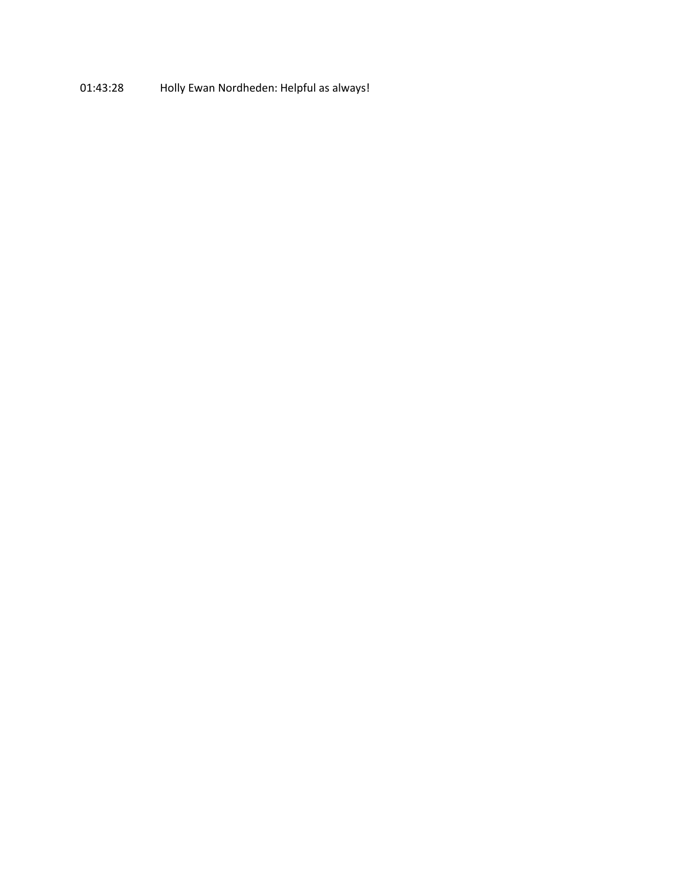01:43:28 Holly Ewan Nordheden: Helpful as always!